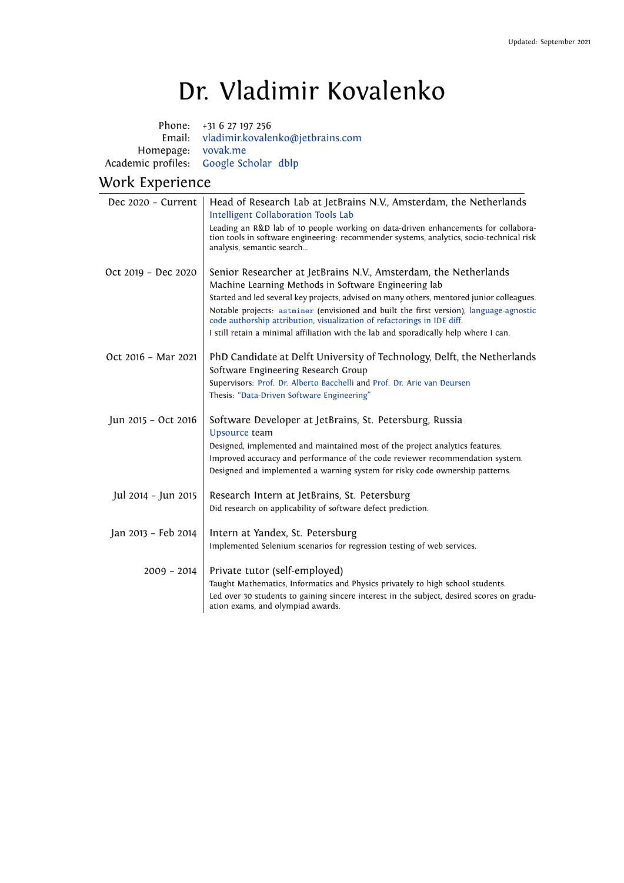Updated: September 2021

# Dr. Vladimir Kovalenko

Phone: +31 6 27 197 256
Email: vladimir.kovalenko@jetbrains.com
Homepage: vovak.me
Academic profiles: Google Scholar dblp

## Work Experience

**Dec 2020 – Current**
**Head of Research Lab at JetBrains N.V., Amsterdam, the Netherlands**
Intelligent Collaboration Tools Lab
Leading an R&D lab of 10 people working on data-driven enhancements for collaboration tools in software engineering: recommender systems, analytics, socio-technical risk analysis, semantic search...

**Oct 2019 – Dec 2020**
**Senior Researcher at JetBrains N.V., Amsterdam, the Netherlands**
Machine Learning Methods in Software Engineering lab
Started and led several key projects, advised on many others, mentored junior colleagues.
Notable projects: `astminer` (envisioned and built the first version), language-agnostic code authorship attribution, visualization of refactorings in IDE diff.
I still retain a minimal affiliation with the lab and sporadically help where I can.

**Oct 2016 – Mar 2021**
**PhD Candidate at Delft University of Technology, Delft, the Netherlands**
Software Engineering Research Group
Supervisors: Prof. Dr. Alberto Bacchelli and Prof. Dr. Arie van Deursen
Thesis: "Data-Driven Software Engineering"

**Jun 2015 – Oct 2016**
**Software Developer at JetBrains, St. Petersburg, Russia**
Upsource team
Designed, implemented and maintained most of the project analytics features.
Improved accuracy and performance of the code reviewer recommendation system.
Designed and implemented a warning system for risky code ownership patterns.

**Jul 2014 – Jun 2015**
**Research Intern at JetBrains, St. Petersburg**
Did research on applicability of software defect prediction.

**Jan 2013 – Feb 2014**
**Intern at Yandex, St. Petersburg**
Implemented Selenium scenarios for regression testing of web services.

**2009 – 2014**
**Private tutor (self-employed)**
Taught Mathematics, Informatics and Physics privately to high school students.
Led over 30 students to gaining sincere interest in the subject, desired scores on graduation exams, and olympiad awards.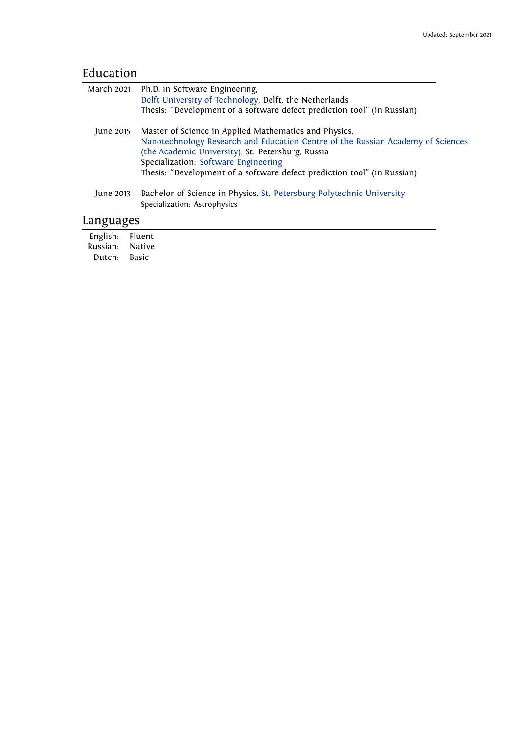Updated: September 2021

## Education

| | |
|---|---|
| March 2021 | Ph.D. in Software Engineering,<br>Delft University of Technology, Delft, the Netherlands<br>Thesis: "Development of a software defect prediction tool" (in Russian) |
| June 2015 | Master of Science in Applied Mathematics and Physics,<br>Nanotechnology Research and Education Centre of the Russian Academy of Sciences (the Academic University), St. Petersburg, Russia<br>Specialization: Software Engineering<br>Thesis: "Development of a software defect prediction tool" (in Russian) |
| June 2013 | Bachelor of Science in Physics, St. Petersburg Polytechnic University<br>Specialization: Astrophysics |

## Languages

| | |
|---|---|
| English: | Fluent |
| Russian: | Native |
| Dutch: | Basic |